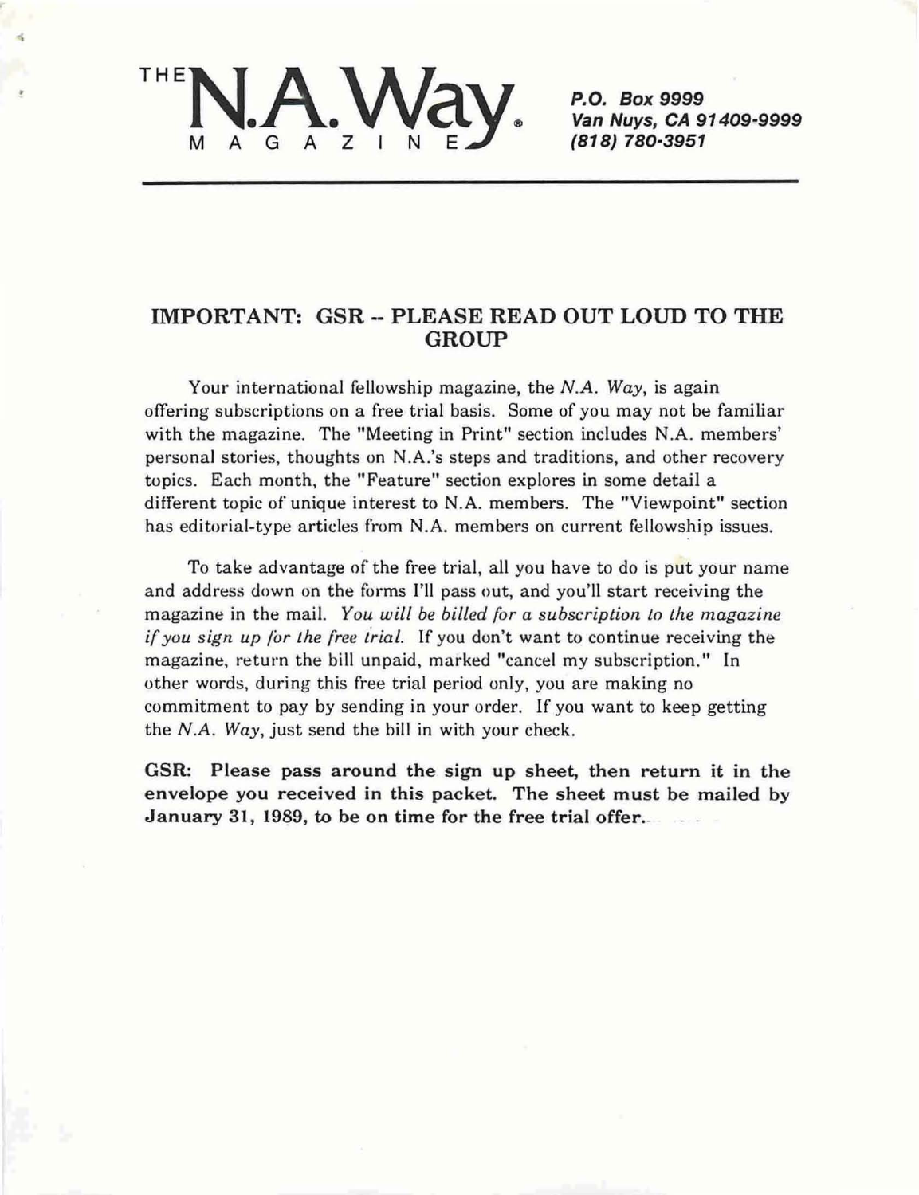THE **N.A. Way** MAGAZINE

*P.O. Box 9999*
*Van Nuys, CA 91409-9999*
*(818) 780-3951*

---

## IMPORTANT: GSR -- PLEASE READ OUT LOUD TO THE GROUP

Your international fellowship magazine, the *N.A. Way*, is again offering subscriptions on a free trial basis. Some of you may not be familiar with the magazine. The "Meeting in Print" section includes N.A. members' personal stories, thoughts on N.A.'s steps and traditions, and other recovery topics. Each month, the "Feature" section explores in some detail a different topic of unique interest to N.A. members. The "Viewpoint" section has editorial-type articles from N.A. members on current fellowship issues.

To take advantage of the free trial, all you have to do is put your name and address down on the forms I'll pass out, and you'll start receiving the magazine in the mail. *You will be billed for a subscription to the magazine if you sign up for the free trial.* If you don't want to continue receiving the magazine, return the bill unpaid, marked "cancel my subscription." In other words, during this free trial period only, you are making no commitment to pay by sending in your order. If you want to keep getting the *N.A. Way*, just send the bill in with your check.

**GSR: Please pass around the sign up sheet, then return it in the envelope you received in this packet. The sheet must be mailed by January 31, 1989, to be on time for the free trial offer.**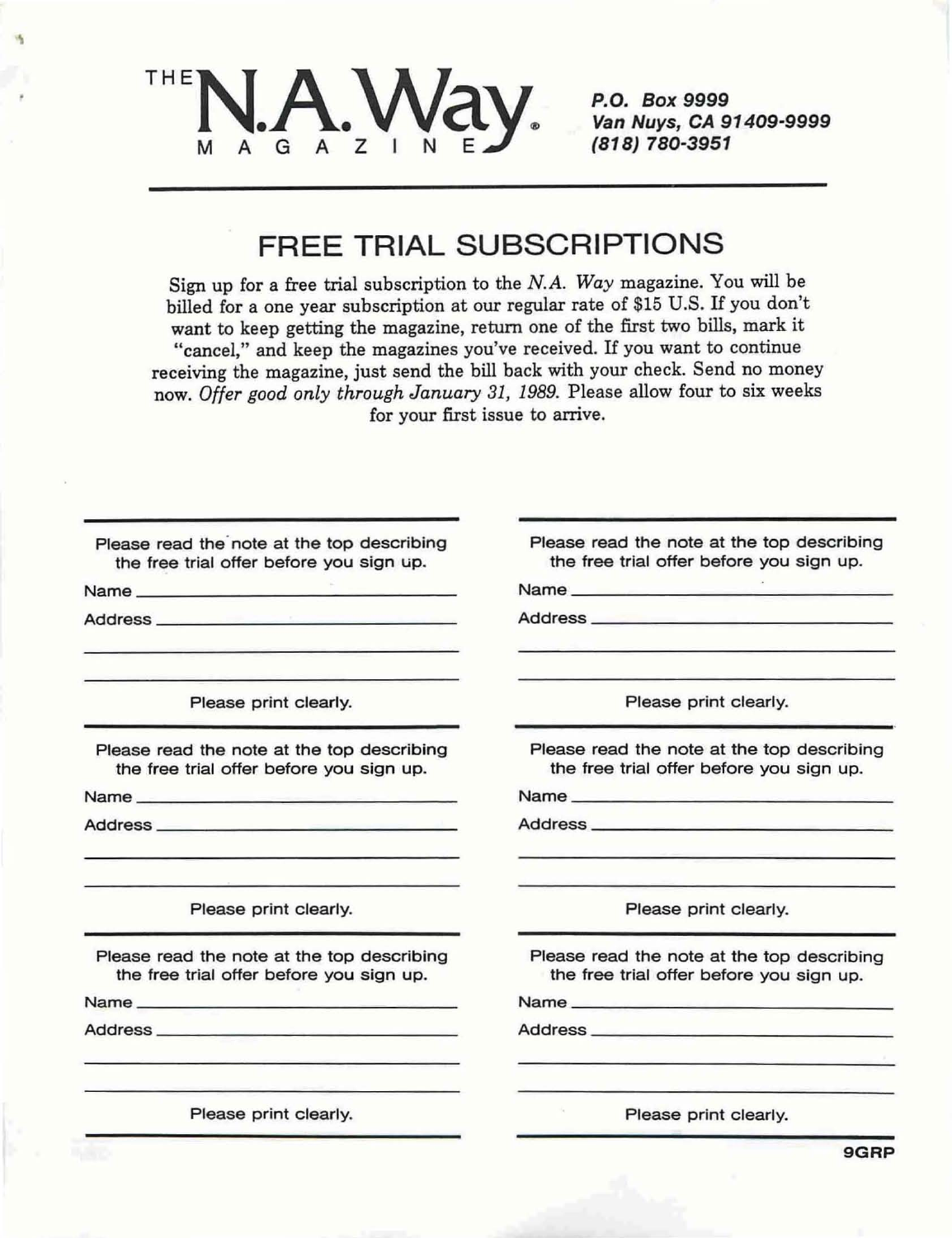THE **N.A. Way** MAGAZINE

*P.O. Box 9999*
*Van Nuys, CA 91409-9999*
*(818) 780-3951*

---

## FREE TRIAL SUBSCRIPTIONS

Sign up for a free trial subscription to the *N.A. Way* magazine. You will be billed for a one year subscription at our regular rate of $15 U.S. If you don't want to keep getting the magazine, return one of the first two bills, mark it "cancel," and keep the magazines you've received. If you want to continue receiving the magazine, just send the bill back with your check. Send no money now. *Offer good only through January 31, 1989.* Please allow four to six weeks for your first issue to arrive.

---

Please read the note at the top describing the free trial offer before you sign up.

Name ______________________________

Address ______________________________

______________________________

______________________________

Please print clearly.

---

Please read the note at the top describing the free trial offer before you sign up.

Name ______________________________

Address ______________________________

______________________________

______________________________

Please print clearly.

---

Please read the note at the top describing the free trial offer before you sign up.

Name ______________________________

Address ______________________________

______________________________

______________________________

Please print clearly.

---

Please read the note at the top describing the free trial offer before you sign up.

Name ______________________________

Address ______________________________

______________________________

______________________________

Please print clearly.

---

Please read the note at the top describing the free trial offer before you sign up.

Name ______________________________

Address ______________________________

______________________________

______________________________

Please print clearly.

---

Please read the note at the top describing the free trial offer before you sign up.

Name ______________________________

Address ______________________________

______________________________

______________________________

Please print clearly.

---

9GRP